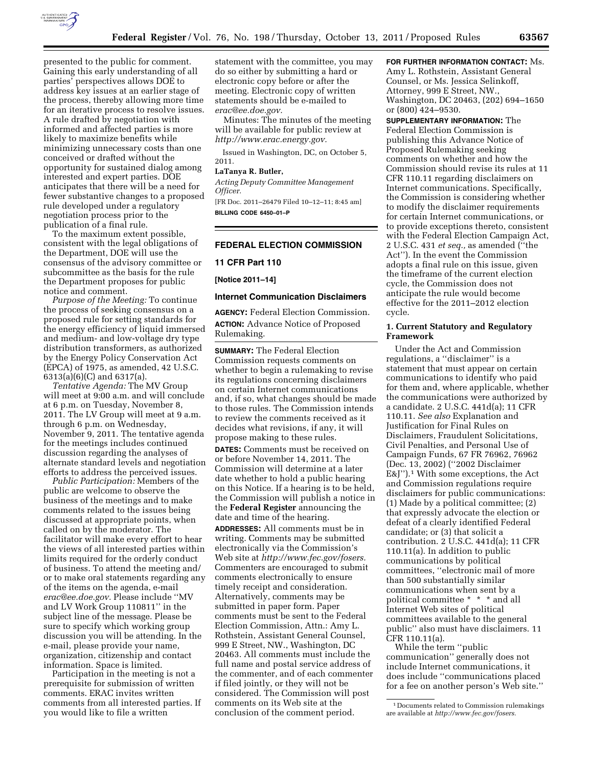presented to the public for comment. Gaining this early understanding of all parties' perspectives allows DOE to address key issues at an earlier stage of the process, thereby allowing more time for an iterative process to resolve issues. A rule drafted by negotiation with informed and affected parties is more likely to maximize benefits while minimizing unnecessary costs than one conceived or drafted without the opportunity for sustained dialog among interested and expert parties. DOE anticipates that there will be a need for fewer substantive changes to a proposed rule developed under a regulatory negotiation process prior to the publication of a final rule.

To the maximum extent possible, consistent with the legal obligations of the Department, DOE will use the consensus of the advisory committee or subcommittee as the basis for the rule the Department proposes for public notice and comment.

*Purpose of the Meeting:* To continue the process of seeking consensus on a proposed rule for setting standards for the energy efficiency of liquid immersed and medium- and low-voltage dry type distribution transformers, as authorized by the Energy Policy Conservation Act (EPCA) of 1975, as amended, 42 U.S.C. 6313(a)(6)(C) and 6317(a).

*Tentative Agenda:* The MV Group will meet at 9:00 a.m. and will conclude at 6 p.m. on Tuesday, November 8, 2011. The LV Group will meet at 9 a.m. through 6 p.m. on Wednesday, November 9, 2011. The tentative agenda for the meetings includes continued discussion regarding the analyses of alternate standard levels and negotiation efforts to address the perceived issues.

*Public Participation:* Members of the public are welcome to observe the business of the meetings and to make comments related to the issues being discussed at appropriate points, when called on by the moderator. The facilitator will make every effort to hear the views of all interested parties within limits required for the orderly conduct of business. To attend the meeting and/or to make oral statements regarding any of the items on the agenda, e-mail *erac@ee.doe.gov.* Please include "MV and LV Work Group 110811" in the subject line of the message. Please be sure to specify which working group discussion you will be attending. In the e-mail, please provide your name, organization, citizenship and contact information. Space is limited.

Participation in the meeting is not a prerequisite for submission of written comments. ERAC invites written comments from all interested parties. If you would like to file a written statement with the committee, you may do so either by submitting a hard or electronic copy before or after the meeting. Electronic copy of written statements should be e-mailed to *erac@ee.doe.gov.*

Minutes: The minutes of the meeting will be available for public review at *http://www.erac.energy.gov.*

Issued in Washington, DC, on October 5, 2011.

**LaTanya R. Butler,**

*Acting Deputy Committee Management Officer.*

[FR Doc. 2011–26479 Filed 10–12–11; 8:45 am]

**BILLING CODE 6450–01–P**

## FEDERAL ELECTION COMMISSION

### 11 CFR Part 110

**[Notice 2011–14]**

### Internet Communication Disclaimers

**AGENCY:** Federal Election Commission.

**ACTION:** Advance Notice of Proposed Rulemaking.

**SUMMARY:** The Federal Election Commission requests comments on whether to begin a rulemaking to revise its regulations concerning disclaimers on certain Internet communications and, if so, what changes should be made to those rules. The Commission intends to review the comments received as it decides what revisions, if any, it will propose making to these rules.

**DATES:** Comments must be received on or before November 14, 2011. The Commission will determine at a later date whether to hold a public hearing on this Notice. If a hearing is to be held, the Commission will publish a notice in the **Federal Register** announcing the date and time of the hearing.

**ADDRESSES:** All comments must be in writing. Comments may be submitted electronically via the Commission's Web site at *http://www.fec.gov/fosers.* Commenters are encouraged to submit comments electronically to ensure timely receipt and consideration. Alternatively, comments may be submitted in paper form. Paper comments must be sent to the Federal Election Commission, Attn.: Amy L. Rothstein, Assistant General Counsel, 999 E Street, NW., Washington, DC 20463. All comments must include the full name and postal service address of the commenter, and of each commenter if filed jointly, or they will not be considered. The Commission will post comments on its Web site at the conclusion of the comment period.

**FOR FURTHER INFORMATION CONTACT:** Ms. Amy L. Rothstein, Assistant General Counsel, or Ms. Jessica Selinkoff, Attorney, 999 E Street, NW., Washington, DC 20463, (202) 694–1650 or (800) 424–9530.

**SUPPLEMENTARY INFORMATION:** The Federal Election Commission is publishing this Advance Notice of Proposed Rulemaking seeking comments on whether and how the Commission should revise its rules at 11 CFR 110.11 regarding disclaimers on Internet communications. Specifically, the Commission is considering whether to modify the disclaimer requirements for certain Internet communications, or to provide exceptions thereto, consistent with the Federal Election Campaign Act, 2 U.S.C. 431 *et seq.,* as amended ("the Act"). In the event the Commission adopts a final rule on this issue, given the timeframe of the current election cycle, the Commission does not anticipate the rule would become effective for the 2011–2012 election cycle.

#### 1. Current Statutory and Regulatory Framework

Under the Act and Commission regulations, a "disclaimer" is a statement that must appear on certain communications to identify who paid for them and, where applicable, whether the communications were authorized by a candidate. 2 U.S.C. 441d(a); 11 CFR 110.11. *See also* Explanation and Justification for Final Rules on Disclaimers, Fraudulent Solicitations, Civil Penalties, and Personal Use of Campaign Funds, 67 FR 76962, 76962 (Dec. 13, 2002) ("2002 Disclaimer E&J").[1] With some exceptions, the Act and Commission regulations require disclaimers for public communications: (1) Made by a political committee; (2) that expressly advocate the election or defeat of a clearly identified Federal candidate; or (3) that solicit a contribution. 2 U.S.C. 441d(a); 11 CFR 110.11(a). In addition to public communications by political committees, "electronic mail of more than 500 substantially similar communications when sent by a political committee * * * and all Internet Web sites of political committees available to the general public" also must have disclaimers. 11 CFR 110.11(a).

While the term "public communication" generally does not include Internet communications, it does include "communications placed for a fee on another person's Web site."

[1] Documents related to Commission rulemakings are available at *http://www.fec.gov/fosers.*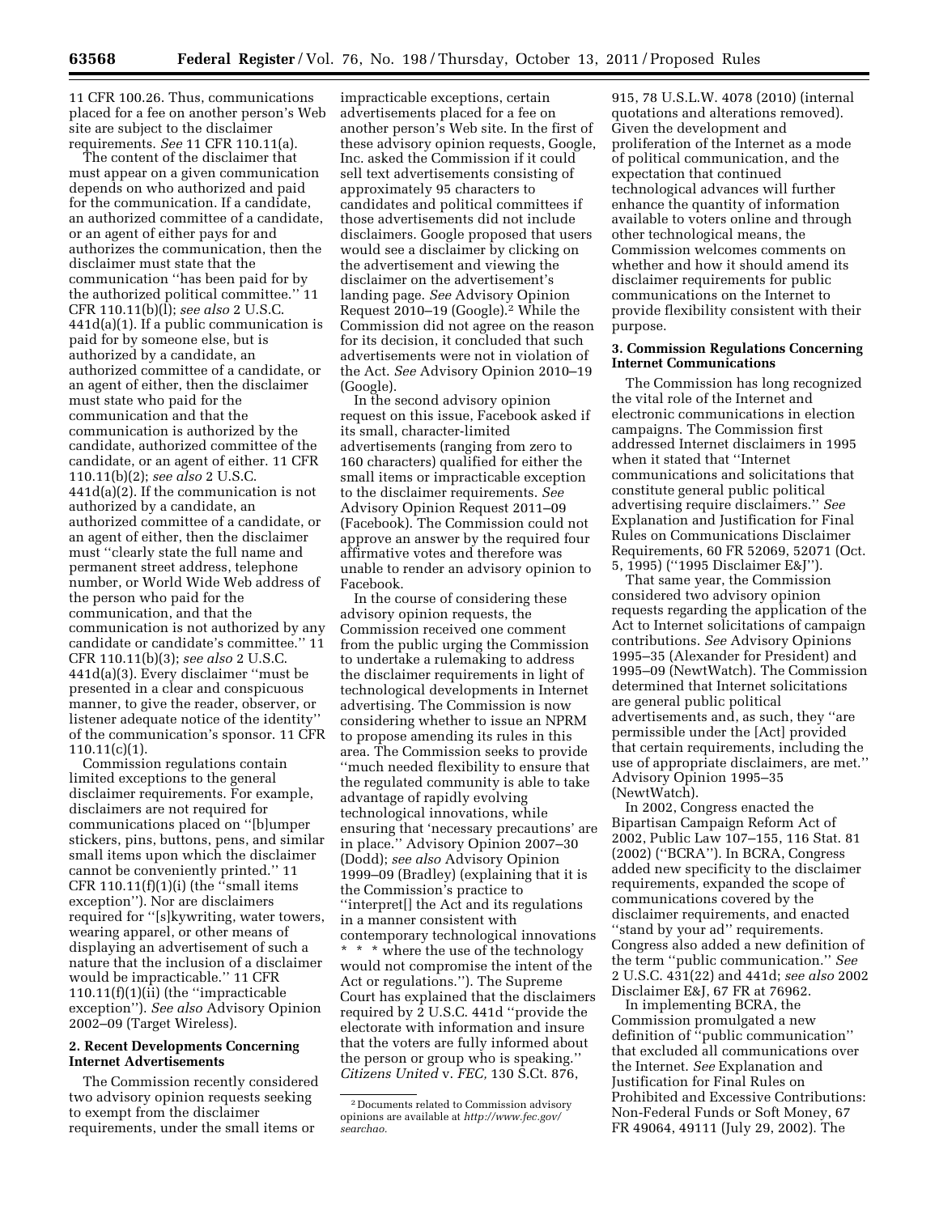11 CFR 100.26. Thus, communications placed for a fee on another person's Web site are subject to the disclaimer requirements. *See* 11 CFR 110.11(a).

The content of the disclaimer that must appear on a given communication depends on who authorized and paid for the communication. If a candidate, an authorized committee of a candidate, or an agent of either pays for and authorizes the communication, then the disclaimer must state that the communication "has been paid for by the authorized political committee." 11 CFR 110.11(b)(l); *see also* 2 U.S.C. 441d(a)(1). If a public communication is paid for by someone else, but is authorized by a candidate, an authorized committee of a candidate, or an agent of either, then the disclaimer must state who paid for the communication and that the communication is authorized by the candidate, authorized committee of the candidate, or an agent of either. 11 CFR 110.11(b)(2); *see also* 2 U.S.C. 441d(a)(2). If the communication is not authorized by a candidate, an authorized committee of a candidate, or an agent of either, then the disclaimer must "clearly state the full name and permanent street address, telephone number, or World Wide Web address of the person who paid for the communication, and that the communication is not authorized by any candidate or candidate's committee." 11 CFR 110.11(b)(3); *see also* 2 U.S.C. 441d(a)(3). Every disclaimer "must be presented in a clear and conspicuous manner, to give the reader, observer, or listener adequate notice of the identity" of the communication's sponsor. 11 CFR 110.11(c)(1).

Commission regulations contain limited exceptions to the general disclaimer requirements. For example, disclaimers are not required for communications placed on "[b]umper stickers, pins, buttons, pens, and similar small items upon which the disclaimer cannot be conveniently printed." 11 CFR 110.11(f)(1)(i) (the "small items exception"). Nor are disclaimers required for "[s]kywriting, water towers, wearing apparel, or other means of displaying an advertisement of such a nature that the inclusion of a disclaimer would be impracticable." 11 CFR 110.11(f)(1)(ii) (the "impracticable exception"). *See also* Advisory Opinion 2002–09 (Target Wireless).

**2. Recent Developments Concerning Internet Advertisements**

The Commission recently considered two advisory opinion requests seeking to exempt from the disclaimer requirements, under the small items or impracticable exceptions, certain advertisements placed for a fee on another person's Web site. In the first of these advisory opinion requests, Google, Inc. asked the Commission if it could sell text advertisements consisting of approximately 95 characters to candidates and political committees if those advertisements did not include disclaimers. Google proposed that users would see a disclaimer by clicking on the advertisement and viewing the disclaimer on the advertisement's landing page. *See* Advisory Opinion Request 2010–19 (Google).[2] While the Commission did not agree on the reason for its decision, it concluded that such advertisements were not in violation of the Act. *See* Advisory Opinion 2010–19 (Google).

In the second advisory opinion request on this issue, Facebook asked if its small, character-limited advertisements (ranging from zero to 160 characters) qualified for either the small items or impracticable exception to the disclaimer requirements. *See* Advisory Opinion Request 2011–09 (Facebook). The Commission could not approve an answer by the required four affirmative votes and therefore was unable to render an advisory opinion to Facebook.

In the course of considering these advisory opinion requests, the Commission received one comment from the public urging the Commission to undertake a rulemaking to address the disclaimer requirements in light of technological developments in Internet advertising. The Commission is now considering whether to issue an NPRM to propose amending its rules in this area. The Commission seeks to provide "much needed flexibility to ensure that the regulated community is able to take advantage of rapidly evolving technological innovations, while ensuring that 'necessary precautions' are in place." Advisory Opinion 2007–30 (Dodd); *see also* Advisory Opinion 1999–09 (Bradley) (explaining that it is the Commission's practice to "interpret[] the Act and its regulations in a manner consistent with contemporary technological innovations * * * where the use of the technology would not compromise the intent of the Act or regulations."). The Supreme Court has explained that the disclaimers required by 2 U.S.C. 441d "provide the electorate with information and insure that the voters are fully informed about the person or group who is speaking." *Citizens United* v. *FEC,* 130 S.Ct. 876, 915, 78 U.S.L.W. 4078 (2010) (internal quotations and alterations removed). Given the development and proliferation of the Internet as a mode of political communication, and the expectation that continued technological advances will further enhance the quantity of information available to voters online and through other technological means, the Commission welcomes comments on whether and how it should amend its disclaimer requirements for public communications on the Internet to provide flexibility consistent with their purpose.

**3. Commission Regulations Concerning Internet Communications**

The Commission has long recognized the vital role of the Internet and electronic communications in election campaigns. The Commission first addressed Internet disclaimers in 1995 when it stated that "Internet communications and solicitations that constitute general public political advertising require disclaimers." *See* Explanation and Justification for Final Rules on Communications Disclaimer Requirements, 60 FR 52069, 52071 (Oct. 5, 1995) ("1995 Disclaimer E&J").

That same year, the Commission considered two advisory opinion requests regarding the application of the Act to Internet solicitations of campaign contributions. *See* Advisory Opinions 1995–35 (Alexander for President) and 1995–09 (NewtWatch). The Commission determined that Internet solicitations are general public political advertisements and, as such, they "are permissible under the [Act] provided that certain requirements, including the use of appropriate disclaimers, are met." Advisory Opinion 1995–35 (NewtWatch).

In 2002, Congress enacted the Bipartisan Campaign Reform Act of 2002, Public Law 107–155, 116 Stat. 81 (2002) ("BCRA"). In BCRA, Congress added new specificity to the disclaimer requirements, expanded the scope of communications covered by the disclaimer requirements, and enacted "stand by your ad" requirements. Congress also added a new definition of the term "public communication." *See* 2 U.S.C. 431(22) and 441d; *see also* 2002 Disclaimer E&J, 67 FR at 76962.

In implementing BCRA, the Commission promulgated a new definition of "public communication" that excluded all communications over the Internet. *See* Explanation and Justification for Final Rules on Prohibited and Excessive Contributions: Non-Federal Funds or Soft Money, 67 FR 49064, 49111 (July 29, 2002). The

[2] Documents related to Commission advisory opinions are available at *http://www.fec.gov/searchao.*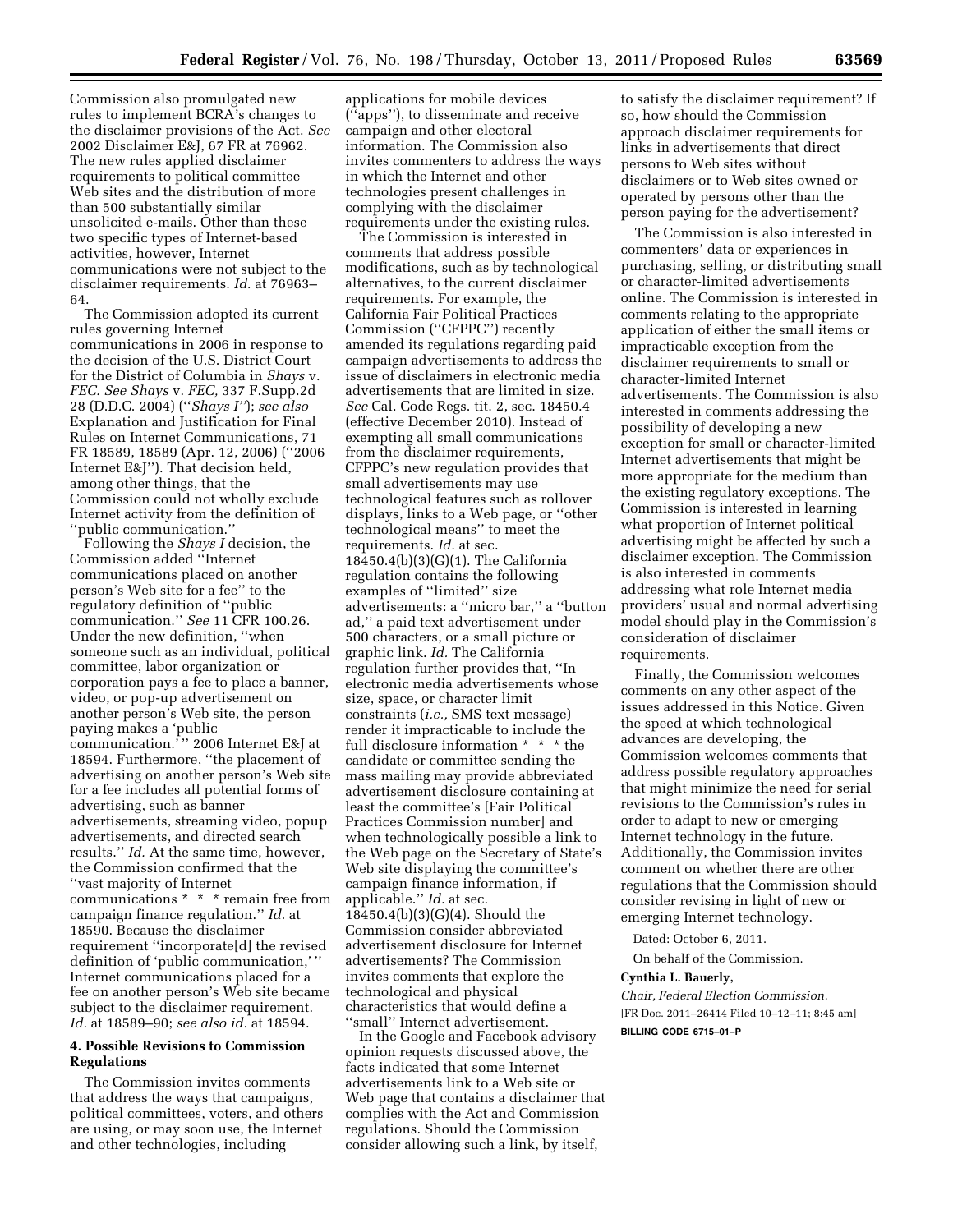Commission also promulgated new rules to implement BCRA's changes to the disclaimer provisions of the Act. *See* 2002 Disclaimer E&J, 67 FR at 76962. The new rules applied disclaimer requirements to political committee Web sites and the distribution of more than 500 substantially similar unsolicited e-mails. Other than these two specific types of Internet-based activities, however, Internet communications were not subject to the disclaimer requirements. *Id.* at 76963–64.

The Commission adopted its current rules governing Internet communications in 2006 in response to the decision of the U.S. District Court for the District of Columbia in *Shays* v. *FEC. See Shays* v. *FEC,* 337 F.Supp.2d 28 (D.D.C. 2004) (''*Shays I''*); *see also* Explanation and Justification for Final Rules on Internet Communications, 71 FR 18589, 18589 (Apr. 12, 2006) (''2006 Internet E&J''). That decision held, among other things, that the Commission could not wholly exclude Internet activity from the definition of ''public communication.''

Following the *Shays I* decision, the Commission added ''Internet communications placed on another person's Web site for a fee'' to the regulatory definition of ''public communication.'' *See* 11 CFR 100.26. Under the new definition, ''when someone such as an individual, political committee, labor organization or corporation pays a fee to place a banner, video, or pop-up advertisement on another person's Web site, the person paying makes a 'public communication.' '' 2006 Internet E&J at 18594. Furthermore, ''the placement of advertising on another person's Web site for a fee includes all potential forms of advertising, such as banner advertisements, streaming video, popup advertisements, and directed search results.'' *Id.* At the same time, however, the Commission confirmed that the ''vast majority of Internet communications * * * remain free from campaign finance regulation.'' *Id.* at 18590. Because the disclaimer requirement ''incorporate[d] the revised definition of 'public communication,' '' Internet communications placed for a fee on another person's Web site became subject to the disclaimer requirement. *Id.* at 18589–90; *see also id.* at 18594.

### 4. Possible Revisions to Commission Regulations

The Commission invites comments that address the ways that campaigns, political committees, voters, and others are using, or may soon use, the Internet and other technologies, including applications for mobile devices (''apps''), to disseminate and receive campaign and other electoral information. The Commission also invites commenters to address the ways in which the Internet and other technologies present challenges in complying with the disclaimer requirements under the existing rules.

The Commission is interested in comments that address possible modifications, such as by technological alternatives, to the current disclaimer requirements. For example, the California Fair Political Practices Commission (''CFPPC'') recently amended its regulations regarding paid campaign advertisements to address the issue of disclaimers in electronic media advertisements that are limited in size. *See* Cal. Code Regs. tit. 2, sec. 18450.4 (effective December 2010). Instead of exempting all small communications from the disclaimer requirements, CFPPC's new regulation provides that small advertisements may use technological features such as rollover displays, links to a Web page, or ''other technological means'' to meet the requirements. *Id.* at sec. 18450.4(b)(3)(G)(1). The California regulation contains the following examples of ''limited'' size advertisements: a ''micro bar,'' a ''button ad,'' a paid text advertisement under 500 characters, or a small picture or graphic link. *Id.* The California regulation further provides that, ''In electronic media advertisements whose size, space, or character limit constraints (*i.e.,* SMS text message) render it impracticable to include the full disclosure information * * * the candidate or committee sending the mass mailing may provide abbreviated advertisement disclosure containing at least the committee's [Fair Political Practices Commission number] and when technologically possible a link to the Web page on the Secretary of State's Web site displaying the committee's campaign finance information, if applicable.'' *Id.* at sec. 18450.4(b)(3)(G)(4). Should the Commission consider abbreviated advertisement disclosure for Internet advertisements? The Commission invites comments that explore the technological and physical characteristics that would define a ''small'' Internet advertisement.

In the Google and Facebook advisory opinion requests discussed above, the facts indicated that some Internet advertisements link to a Web site or Web page that contains a disclaimer that complies with the Act and Commission regulations. Should the Commission consider allowing such a link, by itself, to satisfy the disclaimer requirement? If so, how should the Commission approach disclaimer requirements for links in advertisements that direct persons to Web sites without disclaimers or to Web sites owned or operated by persons other than the person paying for the advertisement?

The Commission is also interested in commenters' data or experiences in purchasing, selling, or distributing small or character-limited advertisements online. The Commission is interested in comments relating to the appropriate application of either the small items or impracticable exception from the disclaimer requirements to small or character-limited Internet advertisements. The Commission is also interested in comments addressing the possibility of developing a new exception for small or character-limited Internet advertisements that might be more appropriate for the medium than the existing regulatory exceptions. The Commission is interested in learning what proportion of Internet political advertising might be affected by such a disclaimer exception. The Commission is also interested in comments addressing what role Internet media providers' usual and normal advertising model should play in the Commission's consideration of disclaimer requirements.

Finally, the Commission welcomes comments on any other aspect of the issues addressed in this Notice. Given the speed at which technological advances are developing, the Commission welcomes comments that address possible regulatory approaches that might minimize the need for serial revisions to the Commission's rules in order to adapt to new or emerging Internet technology in the future. Additionally, the Commission invites comment on whether there are other regulations that the Commission should consider revising in light of new or emerging Internet technology.

Dated: October 6, 2011.

On behalf of the Commission.

**Cynthia L. Bauerly,**

*Chair, Federal Election Commission.*

[FR Doc. 2011–26414 Filed 10–12–11; 8:45 am]

**BILLING CODE 6715–01–P**